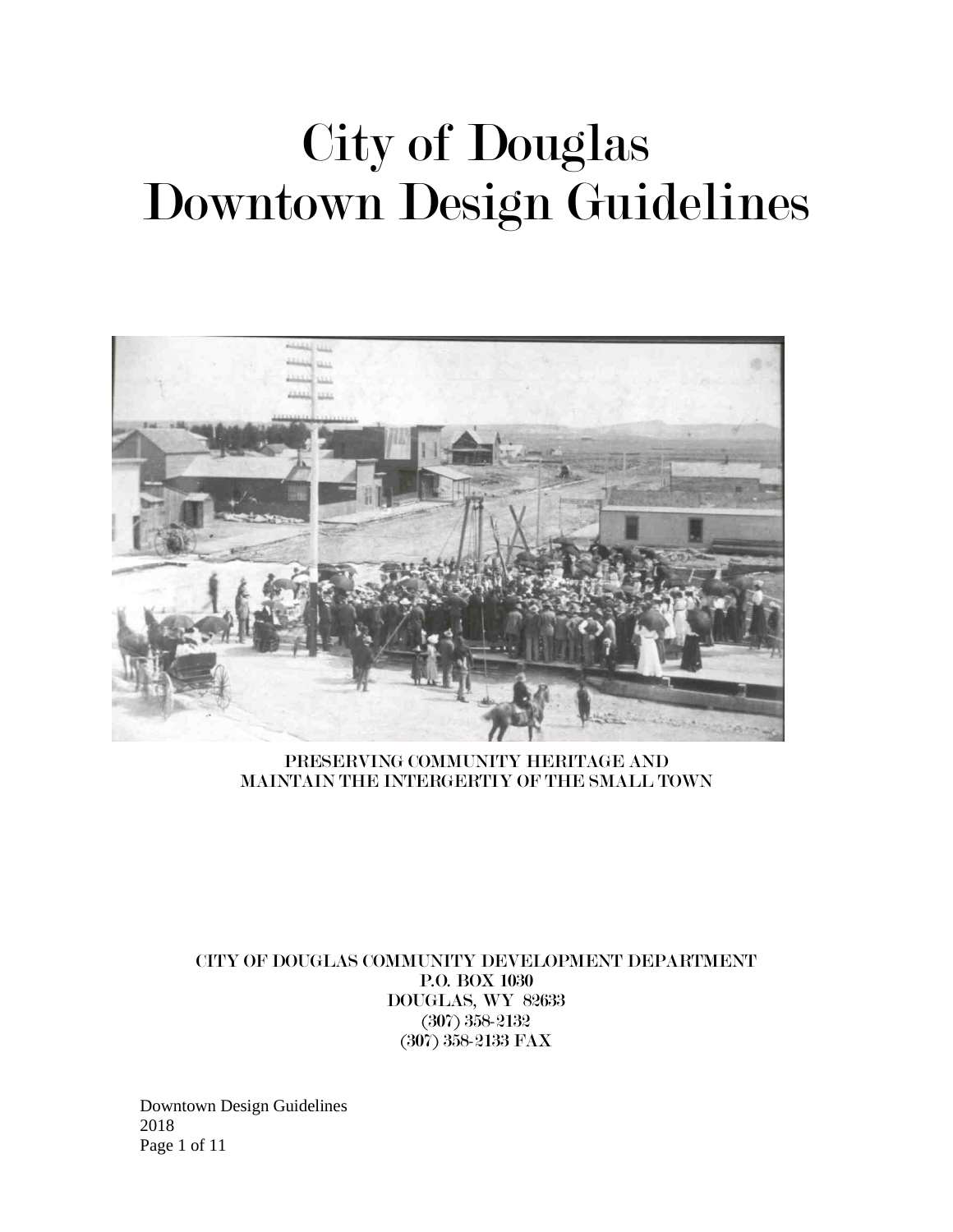# City of Douglas Downtown Design Guidelines

PRESERVING COMMUNITY HERITAGE AND MAINTAIN THE INTERGERTIY OF THE SMALL TOWN

CITY OF DOUGLAS COMMUNITY DEVELOPMENT DEPARTMENT
P.O. BOX 1030
DOUGLAS, WY 82633
(307) 358-2132
(307) 358-2133 FAX

Downtown Design Guidelines
2018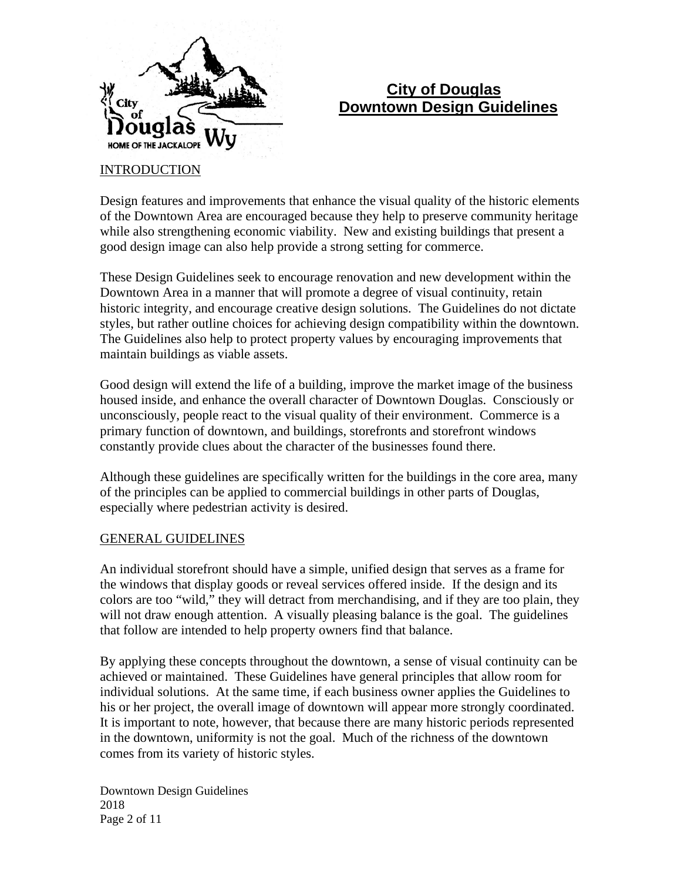# City of Douglas Downtown Design Guidelines

## INTRODUCTION

Design features and improvements that enhance the visual quality of the historic elements of the Downtown Area are encouraged because they help to preserve community heritage while also strengthening economic viability. New and existing buildings that present a good design image can also help provide a strong setting for commerce.

These Design Guidelines seek to encourage renovation and new development within the Downtown Area in a manner that will promote a degree of visual continuity, retain historic integrity, and encourage creative design solutions. The Guidelines do not dictate styles, but rather outline choices for achieving design compatibility within the downtown. The Guidelines also help to protect property values by encouraging improvements that maintain buildings as viable assets.

Good design will extend the life of a building, improve the market image of the business housed inside, and enhance the overall character of Downtown Douglas. Consciously or unconsciously, people react to the visual quality of their environment. Commerce is a primary function of downtown, and buildings, storefronts and storefront windows constantly provide clues about the character of the businesses found there.

Although these guidelines are specifically written for the buildings in the core area, many of the principles can be applied to commercial buildings in other parts of Douglas, especially where pedestrian activity is desired.

## GENERAL GUIDELINES

An individual storefront should have a simple, unified design that serves as a frame for the windows that display goods or reveal services offered inside. If the design and its colors are too “wild,” they will detract from merchandising, and if they are too plain, they will not draw enough attention. A visually pleasing balance is the goal. The guidelines that follow are intended to help property owners find that balance.

By applying these concepts throughout the downtown, a sense of visual continuity can be achieved or maintained. These Guidelines have general principles that allow room for individual solutions. At the same time, if each business owner applies the Guidelines to his or her project, the overall image of downtown will appear more strongly coordinated. It is important to note, however, that because there are many historic periods represented in the downtown, uniformity is not the goal. Much of the richness of the downtown comes from its variety of historic styles.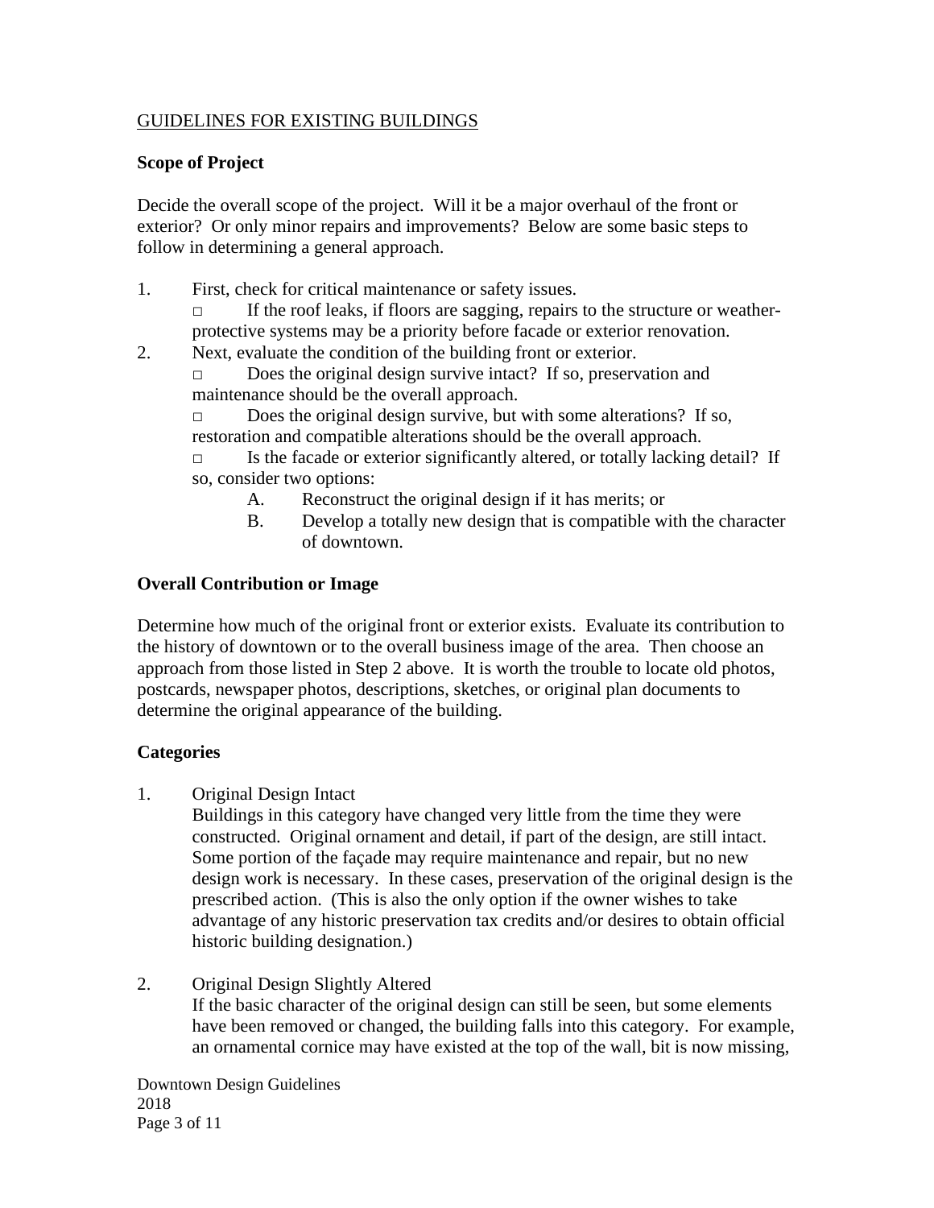GUIDELINES FOR EXISTING BUILDINGS

**Scope of Project**

Decide the overall scope of the project. Will it be a major overhaul of the front or exterior? Or only minor repairs and improvements? Below are some basic steps to follow in determining a general approach.

1. First, check for critical maintenance or safety issues.
   - If the roof leaks, if floors are sagging, repairs to the structure or weather-protective systems may be a priority before facade or exterior renovation.
2. Next, evaluate the condition of the building front or exterior.
   - Does the original design survive intact? If so, preservation and maintenance should be the overall approach.
   - Does the original design survive, but with some alterations? If so, restoration and compatible alterations should be the overall approach.
   - Is the facade or exterior significantly altered, or totally lacking detail? If so, consider two options:
     - A. Reconstruct the original design if it has merits; or
     - B. Develop a totally new design that is compatible with the character of downtown.

**Overall Contribution or Image**

Determine how much of the original front or exterior exists. Evaluate its contribution to the history of downtown or to the overall business image of the area. Then choose an approach from those listed in Step 2 above. It is worth the trouble to locate old photos, postcards, newspaper photos, descriptions, sketches, or original plan documents to determine the original appearance of the building.

**Categories**

1. Original Design Intact
   Buildings in this category have changed very little from the time they were constructed. Original ornament and detail, if part of the design, are still intact. Some portion of the façade may require maintenance and repair, but no new design work is necessary. In these cases, preservation of the original design is the prescribed action. (This is also the only option if the owner wishes to take advantage of any historic preservation tax credits and/or desires to obtain official historic building designation.)

2. Original Design Slightly Altered
   If the basic character of the original design can still be seen, but some elements have been removed or changed, the building falls into this category. For example, an ornamental cornice may have existed at the top of the wall, bit is now missing,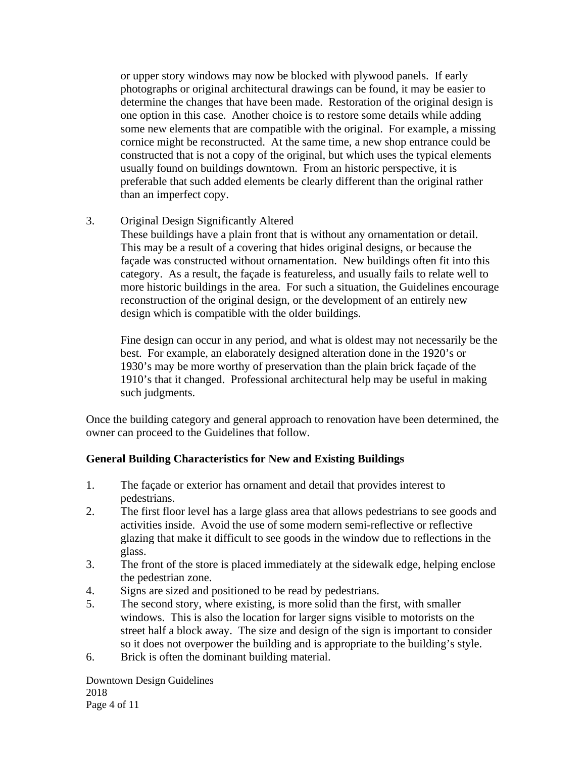or upper story windows may now be blocked with plywood panels. If early photographs or original architectural drawings can be found, it may be easier to determine the changes that have been made. Restoration of the original design is one option in this case. Another choice is to restore some details while adding some new elements that are compatible with the original. For example, a missing cornice might be reconstructed. At the same time, a new shop entrance could be constructed that is not a copy of the original, but which uses the typical elements usually found on buildings downtown. From an historic perspective, it is preferable that such added elements be clearly different than the original rather than an imperfect copy.

3. Original Design Significantly Altered
   These buildings have a plain front that is without any ornamentation or detail. This may be a result of a covering that hides original designs, or because the façade was constructed without ornamentation. New buildings often fit into this category. As a result, the façade is featureless, and usually fails to relate well to more historic buildings in the area. For such a situation, the Guidelines encourage reconstruction of the original design, or the development of an entirely new design which is compatible with the older buildings.

   Fine design can occur in any period, and what is oldest may not necessarily be the best. For example, an elaborately designed alteration done in the 1920's or 1930's may be more worthy of preservation than the plain brick façade of the 1910's that it changed. Professional architectural help may be useful in making such judgments.

Once the building category and general approach to renovation have been determined, the owner can proceed to the Guidelines that follow.

**General Building Characteristics for New and Existing Buildings**

1. The façade or exterior has ornament and detail that provides interest to pedestrians.
2. The first floor level has a large glass area that allows pedestrians to see goods and activities inside. Avoid the use of some modern semi-reflective or reflective glazing that make it difficult to see goods in the window due to reflections in the glass.
3. The front of the store is placed immediately at the sidewalk edge, helping enclose the pedestrian zone.
4. Signs are sized and positioned to be read by pedestrians.
5. The second story, where existing, is more solid than the first, with smaller windows. This is also the location for larger signs visible to motorists on the street half a block away. The size and design of the sign is important to consider so it does not overpower the building and is appropriate to the building's style.
6. Brick is often the dominant building material.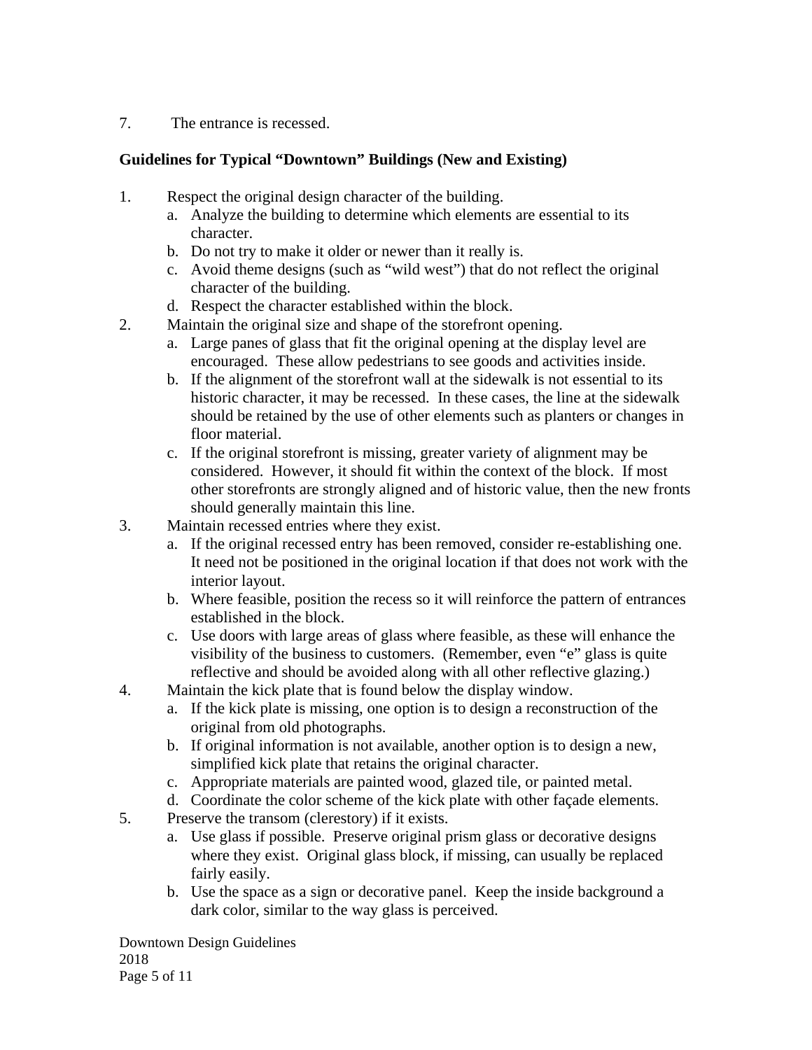7. The entrance is recessed.

**Guidelines for Typical "Downtown" Buildings (New and Existing)**

1. Respect the original design character of the building.
   a. Analyze the building to determine which elements are essential to its character.
   b. Do not try to make it older or newer than it really is.
   c. Avoid theme designs (such as "wild west") that do not reflect the original character of the building.
   d. Respect the character established within the block.
2. Maintain the original size and shape of the storefront opening.
   a. Large panes of glass that fit the original opening at the display level are encouraged. These allow pedestrians to see goods and activities inside.
   b. If the alignment of the storefront wall at the sidewalk is not essential to its historic character, it may be recessed. In these cases, the line at the sidewalk should be retained by the use of other elements such as planters or changes in floor material.
   c. If the original storefront is missing, greater variety of alignment may be considered. However, it should fit within the context of the block. If most other storefronts are strongly aligned and of historic value, then the new fronts should generally maintain this line.
3. Maintain recessed entries where they exist.
   a. If the original recessed entry has been removed, consider re-establishing one. It need not be positioned in the original location if that does not work with the interior layout.
   b. Where feasible, position the recess so it will reinforce the pattern of entrances established in the block.
   c. Use doors with large areas of glass where feasible, as these will enhance the visibility of the business to customers. (Remember, even "e" glass is quite reflective and should be avoided along with all other reflective glazing.)
4. Maintain the kick plate that is found below the display window.
   a. If the kick plate is missing, one option is to design a reconstruction of the original from old photographs.
   b. If original information is not available, another option is to design a new, simplified kick plate that retains the original character.
   c. Appropriate materials are painted wood, glazed tile, or painted metal.
   d. Coordinate the color scheme of the kick plate with other façade elements.
5. Preserve the transom (clerestory) if it exists.
   a. Use glass if possible. Preserve original prism glass or decorative designs where they exist. Original glass block, if missing, can usually be replaced fairly easily.
   b. Use the space as a sign or decorative panel. Keep the inside background a dark color, similar to the way glass is perceived.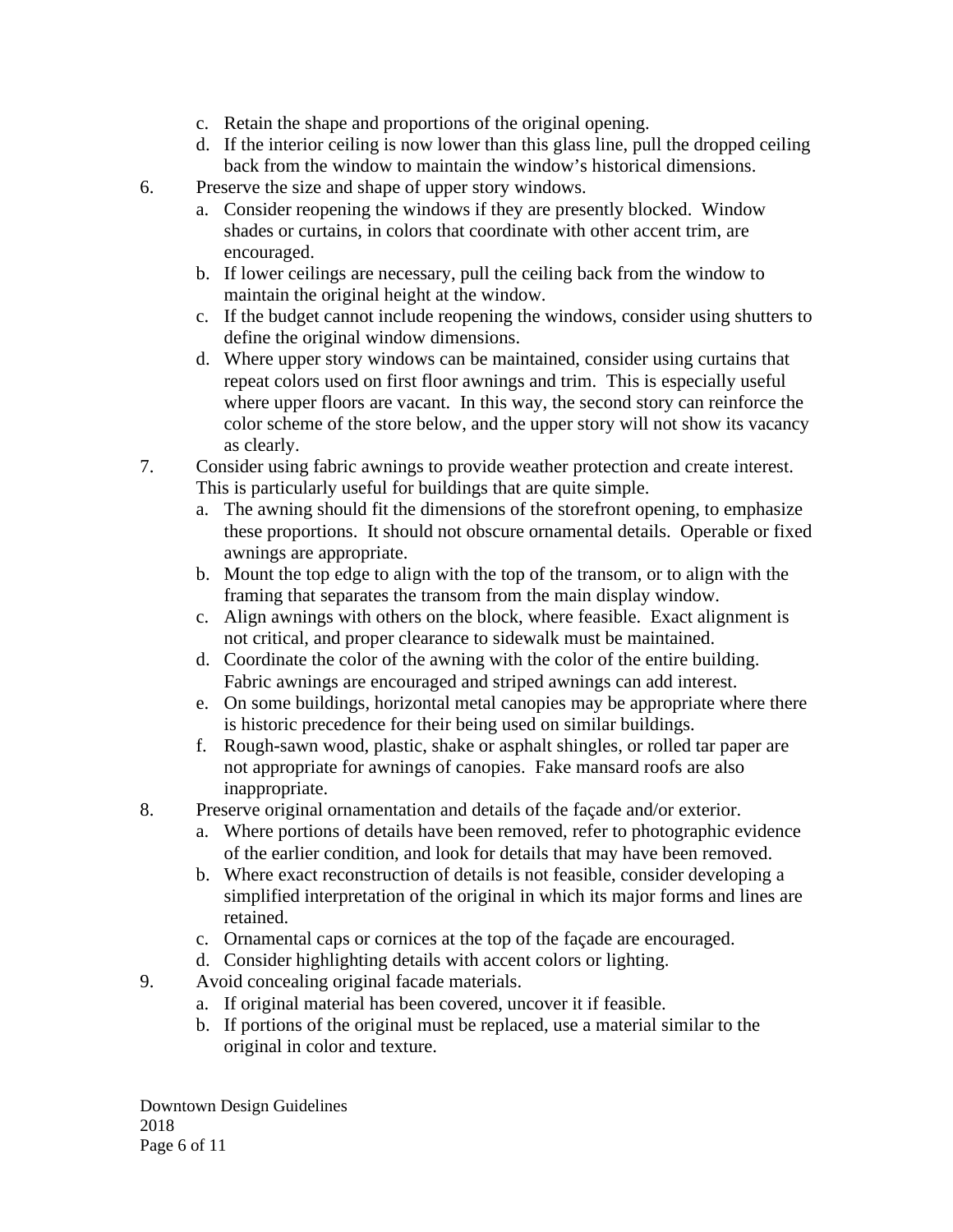c. Retain the shape and proportions of the original opening.
   d. If the interior ceiling is now lower than this glass line, pull the dropped ceiling back from the window to maintain the window's historical dimensions.

6. Preserve the size and shape of upper story windows.
   a. Consider reopening the windows if they are presently blocked. Window shades or curtains, in colors that coordinate with other accent trim, are encouraged.
   b. If lower ceilings are necessary, pull the ceiling back from the window to maintain the original height at the window.
   c. If the budget cannot include reopening the windows, consider using shutters to define the original window dimensions.
   d. Where upper story windows can be maintained, consider using curtains that repeat colors used on first floor awnings and trim. This is especially useful where upper floors are vacant. In this way, the second story can reinforce the color scheme of the store below, and the upper story will not show its vacancy as clearly.

7. Consider using fabric awnings to provide weather protection and create interest. This is particularly useful for buildings that are quite simple.
   a. The awning should fit the dimensions of the storefront opening, to emphasize these proportions. It should not obscure ornamental details. Operable or fixed awnings are appropriate.
   b. Mount the top edge to align with the top of the transom, or to align with the framing that separates the transom from the main display window.
   c. Align awnings with others on the block, where feasible. Exact alignment is not critical, and proper clearance to sidewalk must be maintained.
   d. Coordinate the color of the awning with the color of the entire building. Fabric awnings are encouraged and striped awnings can add interest.
   e. On some buildings, horizontal metal canopies may be appropriate where there is historic precedence for their being used on similar buildings.
   f. Rough-sawn wood, plastic, shake or asphalt shingles, or rolled tar paper are not appropriate for awnings of canopies. Fake mansard roofs are also inappropriate.

8. Preserve original ornamentation and details of the façade and/or exterior.
   a. Where portions of details have been removed, refer to photographic evidence of the earlier condition, and look for details that may have been removed.
   b. Where exact reconstruction of details is not feasible, consider developing a simplified interpretation of the original in which its major forms and lines are retained.
   c. Ornamental caps or cornices at the top of the façade are encouraged.
   d. Consider highlighting details with accent colors or lighting.

9. Avoid concealing original facade materials.
   a. If original material has been covered, uncover it if feasible.
   b. If portions of the original must be replaced, use a material similar to the original in color and texture.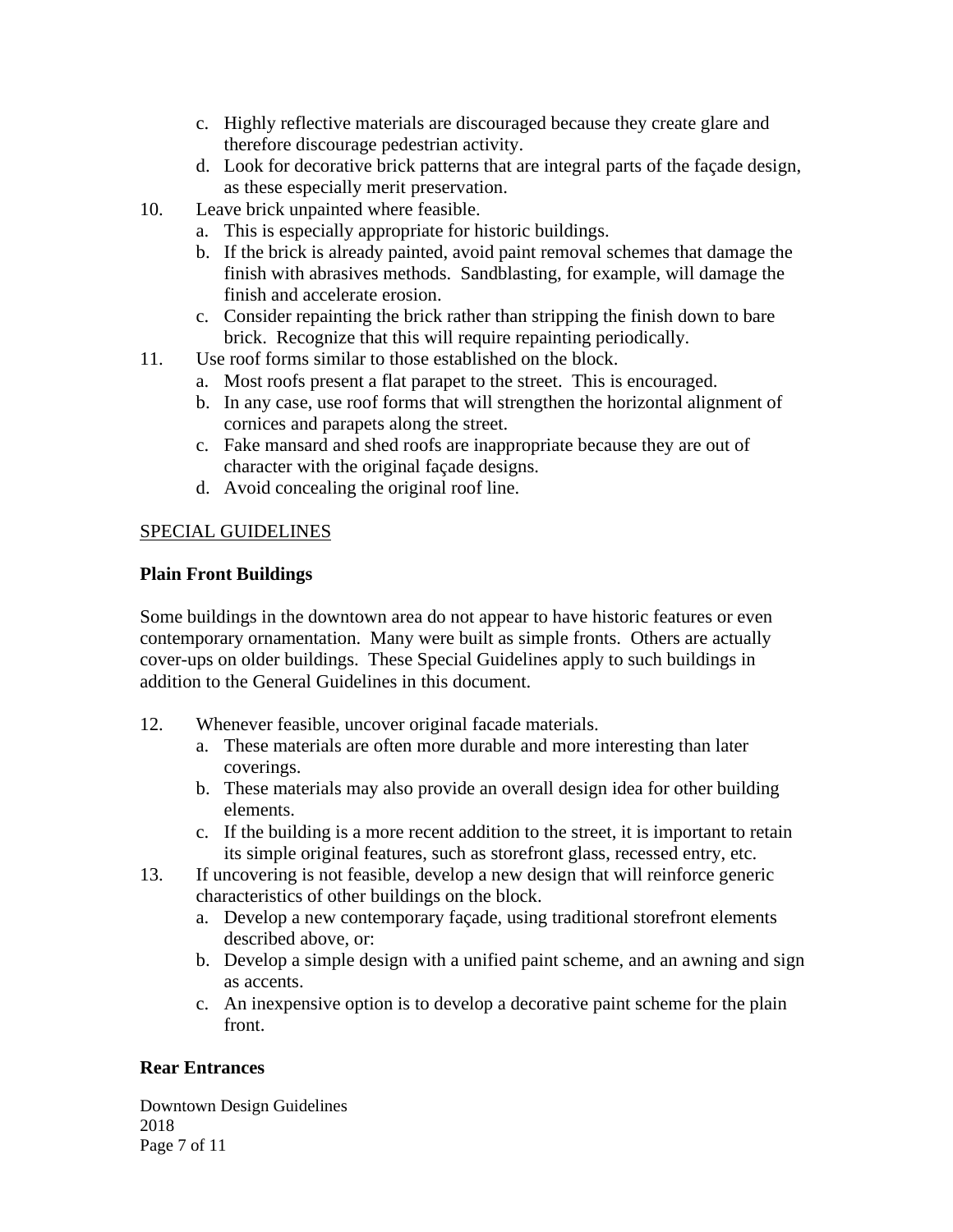c. Highly reflective materials are discouraged because they create glare and therefore discourage pedestrian activity.
   d. Look for decorative brick patterns that are integral parts of the façade design, as these especially merit preservation.

10. Leave brick unpainted where feasible.
    a. This is especially appropriate for historic buildings.
    b. If the brick is already painted, avoid paint removal schemes that damage the finish with abrasives methods. Sandblasting, for example, will damage the finish and accelerate erosion.
    c. Consider repainting the brick rather than stripping the finish down to bare brick. Recognize that this will require repainting periodically.
11. Use roof forms similar to those established on the block.
    a. Most roofs present a flat parapet to the street. This is encouraged.
    b. In any case, use roof forms that will strengthen the horizontal alignment of cornices and parapets along the street.
    c. Fake mansard and shed roofs are inappropriate because they are out of character with the original façade designs.
    d. Avoid concealing the original roof line.

## SPECIAL GUIDELINES

### Plain Front Buildings

Some buildings in the downtown area do not appear to have historic features or even contemporary ornamentation. Many were built as simple fronts. Others are actually cover-ups on older buildings. These Special Guidelines apply to such buildings in addition to the General Guidelines in this document.

12. Whenever feasible, uncover original facade materials.
    a. These materials are often more durable and more interesting than later coverings.
    b. These materials may also provide an overall design idea for other building elements.
    c. If the building is a more recent addition to the street, it is important to retain its simple original features, such as storefront glass, recessed entry, etc.
13. If uncovering is not feasible, develop a new design that will reinforce generic characteristics of other buildings on the block.
    a. Develop a new contemporary façade, using traditional storefront elements described above, or:
    b. Develop a simple design with a unified paint scheme, and an awning and sign as accents.
    c. An inexpensive option is to develop a decorative paint scheme for the plain front.

### Rear Entrances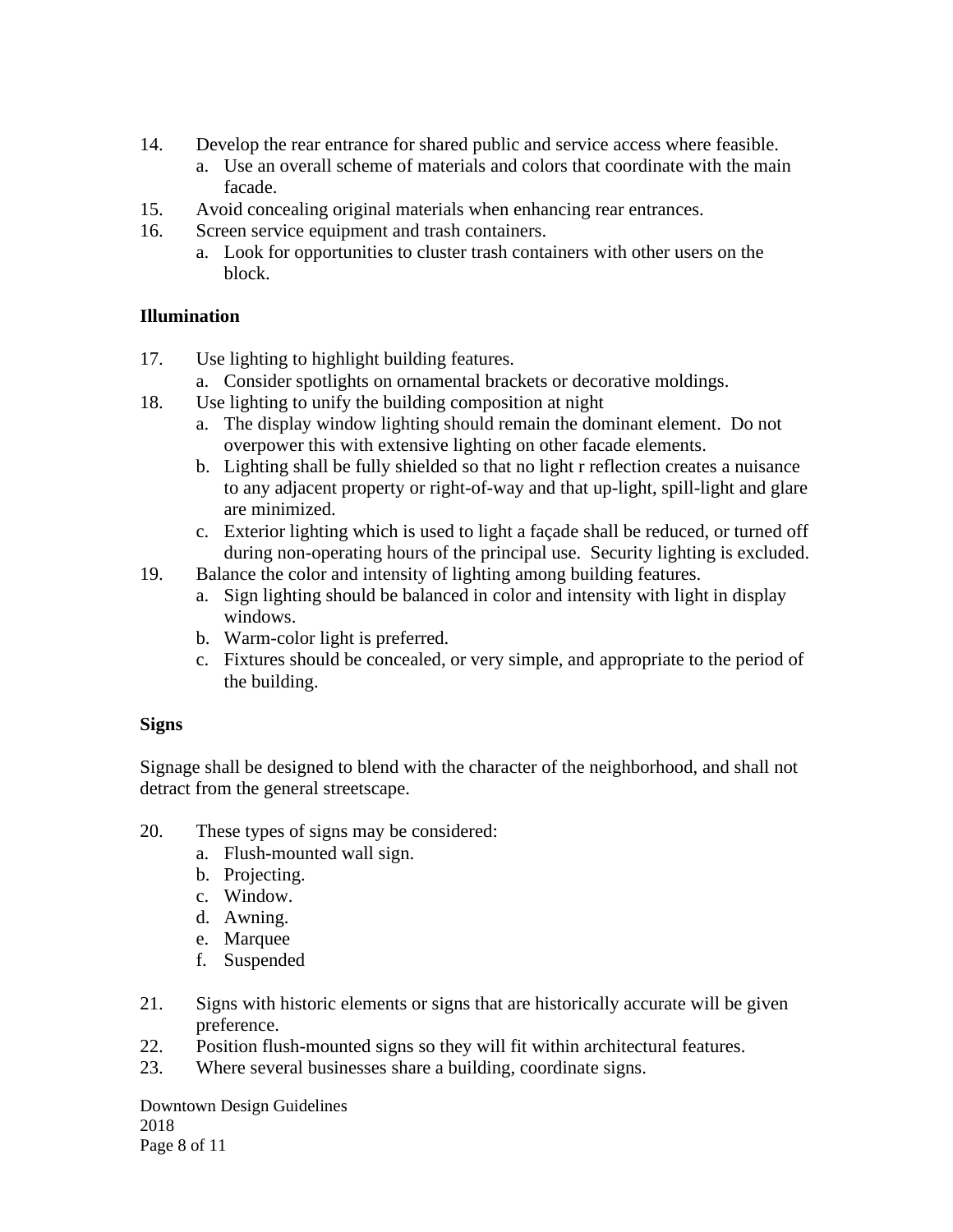14. Develop the rear entrance for shared public and service access where feasible.
    a. Use an overall scheme of materials and colors that coordinate with the main facade.
15. Avoid concealing original materials when enhancing rear entrances.
16. Screen service equipment and trash containers.
    a. Look for opportunities to cluster trash containers with other users on the block.

**Illumination**

17. Use lighting to highlight building features.
    a. Consider spotlights on ornamental brackets or decorative moldings.
18. Use lighting to unify the building composition at night
    a. The display window lighting should remain the dominant element. Do not overpower this with extensive lighting on other facade elements.
    b. Lighting shall be fully shielded so that no light r reflection creates a nuisance to any adjacent property or right-of-way and that up-light, spill-light and glare are minimized.
    c. Exterior lighting which is used to light a façade shall be reduced, or turned off during non-operating hours of the principal use. Security lighting is excluded.
19. Balance the color and intensity of lighting among building features.
    a. Sign lighting should be balanced in color and intensity with light in display windows.
    b. Warm-color light is preferred.
    c. Fixtures should be concealed, or very simple, and appropriate to the period of the building.

**Signs**

Signage shall be designed to blend with the character of the neighborhood, and shall not detract from the general streetscape.

20. These types of signs may be considered:
    a. Flush-mounted wall sign.
    b. Projecting.
    c. Window.
    d. Awning.
    e. Marquee
    f. Suspended

21. Signs with historic elements or signs that are historically accurate will be given preference.
22. Position flush-mounted signs so they will fit within architectural features.
23. Where several businesses share a building, coordinate signs.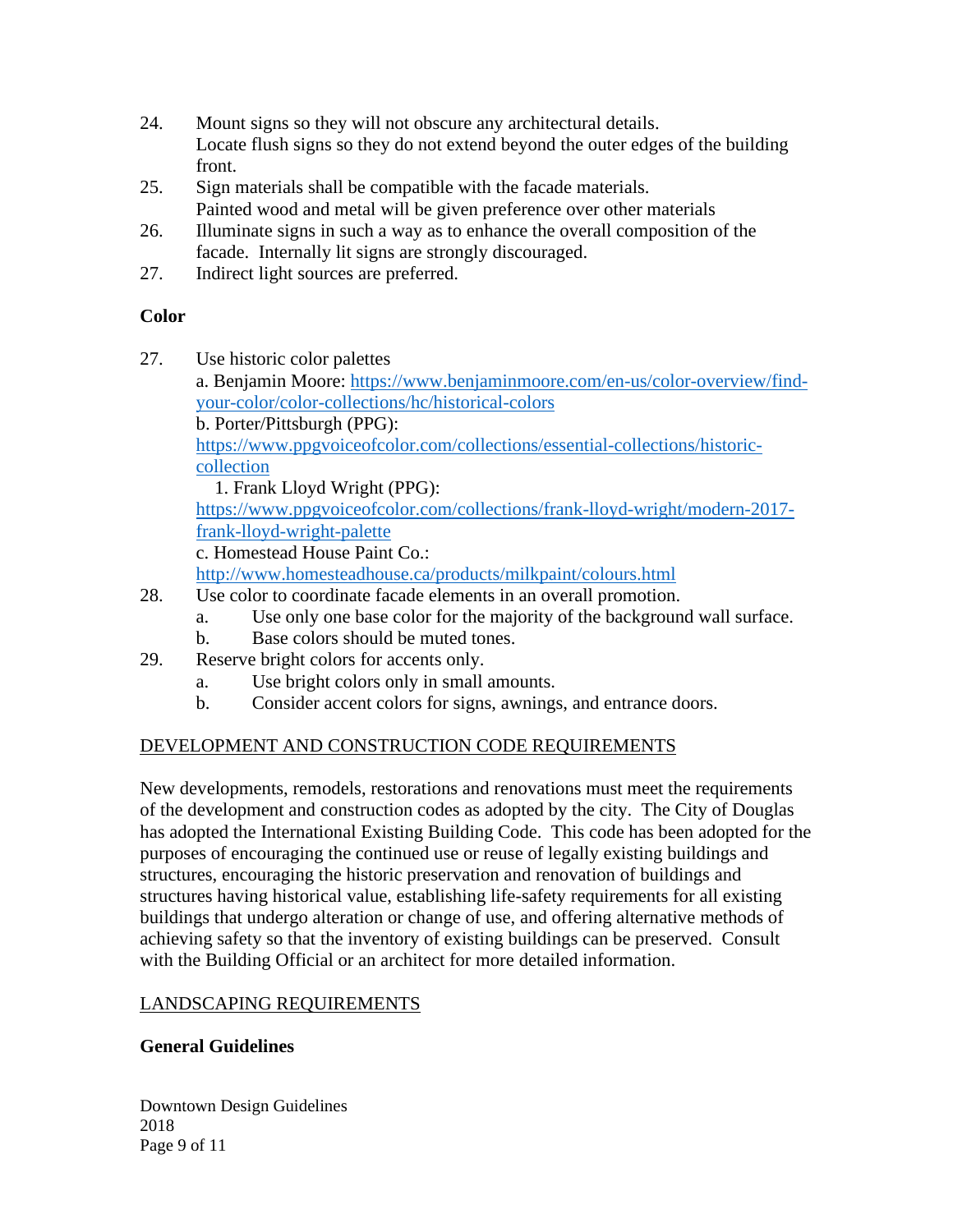24. Mount signs so they will not obscure any architectural details.
    Locate flush signs so they do not extend beyond the outer edges of the building front.
25. Sign materials shall be compatible with the facade materials.
    Painted wood and metal will be given preference over other materials
26. Illuminate signs in such a way as to enhance the overall composition of the facade. Internally lit signs are strongly discouraged.
27. Indirect light sources are preferred.

**Color**

27. Use historic color palettes
    a. Benjamin Moore: https://www.benjaminmoore.com/en-us/color-overview/find-your-color/color-collections/hc/historical-colors
    b. Porter/Pittsburgh (PPG): https://www.ppgvoiceofcolor.com/collections/essential-collections/historic-collection
       1. Frank Lloyd Wright (PPG): https://www.ppgvoiceofcolor.com/collections/frank-lloyd-wright/modern-2017-frank-lloyd-wright-palette
    c. Homestead House Paint Co.: http://www.homesteadhouse.ca/products/milkpaint/colours.html
28. Use color to coordinate facade elements in an overall promotion.
    a. Use only one base color for the majority of the background wall surface.
    b. Base colors should be muted tones.
29. Reserve bright colors for accents only.
    a. Use bright colors only in small amounts.
    b. Consider accent colors for signs, awnings, and entrance doors.

<u>DEVELOPMENT AND CONSTRUCTION CODE REQUIREMENTS</u>

New developments, remodels, restorations and renovations must meet the requirements of the development and construction codes as adopted by the city. The City of Douglas has adopted the International Existing Building Code. This code has been adopted for the purposes of encouraging the continued use or reuse of legally existing buildings and structures, encouraging the historic preservation and renovation of buildings and structures having historical value, establishing life-safety requirements for all existing buildings that undergo alteration or change of use, and offering alternative methods of achieving safety so that the inventory of existing buildings can be preserved. Consult with the Building Official or an architect for more detailed information.

<u>LANDSCAPING REQUIREMENTS</u>

**General Guidelines**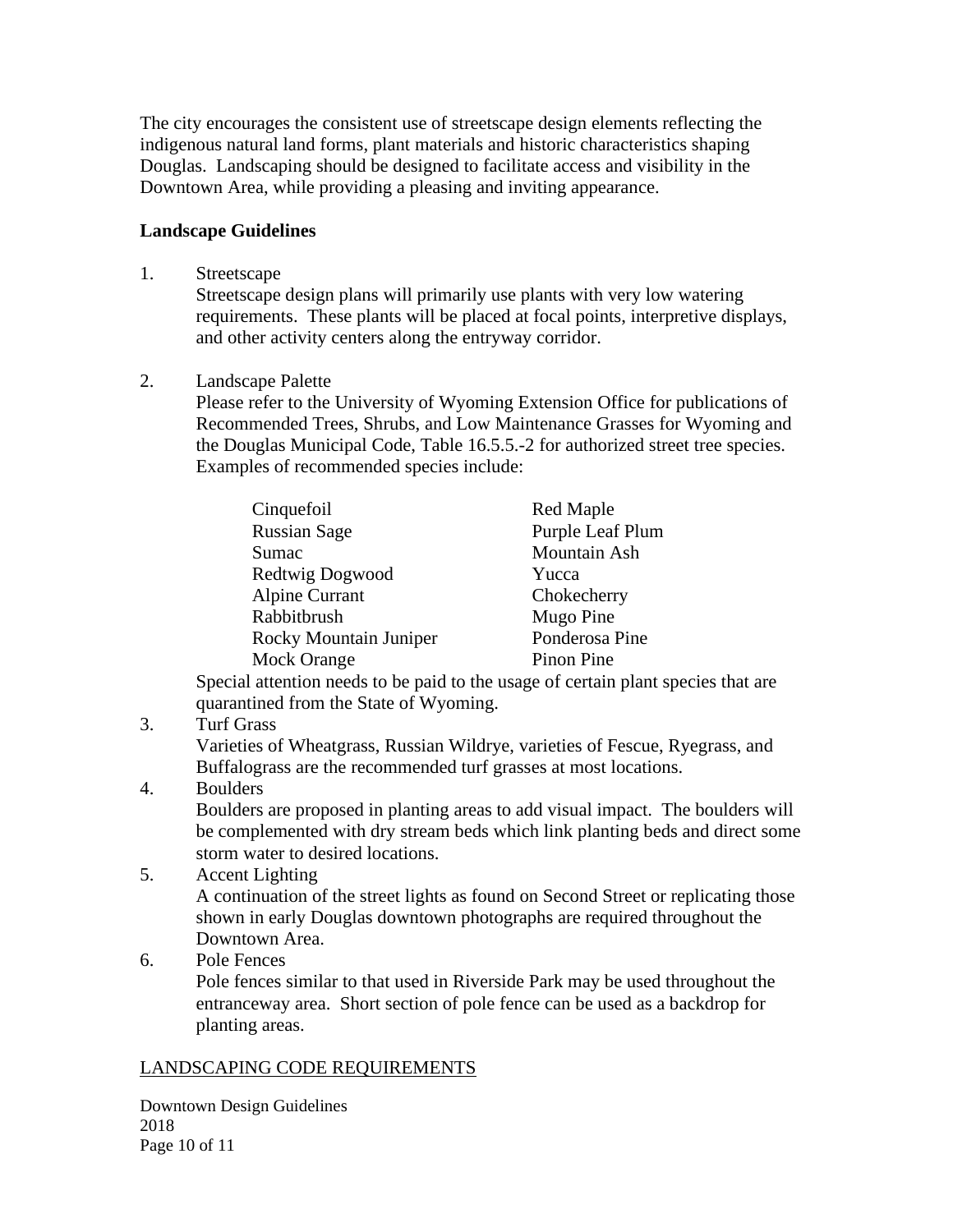The city encourages the consistent use of streetscape design elements reflecting the indigenous natural land forms, plant materials and historic characteristics shaping Douglas. Landscaping should be designed to facilitate access and visibility in the Downtown Area, while providing a pleasing and inviting appearance.

**Landscape Guidelines**

1. Streetscape
   Streetscape design plans will primarily use plants with very low watering requirements. These plants will be placed at focal points, interpretive displays, and other activity centers along the entryway corridor.

2. Landscape Palette
   Please refer to the University of Wyoming Extension Office for publications of Recommended Trees, Shrubs, and Low Maintenance Grasses for Wyoming and the Douglas Municipal Code, Table 16.5.5.-2 for authorized street tree species. Examples of recommended species include:

   | | |
   |---|---|
   | Cinquefoil | Red Maple |
   | Russian Sage | Purple Leaf Plum |
   | Sumac | Mountain Ash |
   | Redtwig Dogwood | Yucca |
   | Alpine Currant | Chokecherry |
   | Rabbitbrush | Mugo Pine |
   | Rocky Mountain Juniper | Ponderosa Pine |
   | Mock Orange | Pinon Pine |

   Special attention needs to be paid to the usage of certain plant species that are quarantined from the State of Wyoming.

3. Turf Grass
   Varieties of Wheatgrass, Russian Wildrye, varieties of Fescue, Ryegrass, and Buffalograss are the recommended turf grasses at most locations.

4. Boulders
   Boulders are proposed in planting areas to add visual impact. The boulders will be complemented with dry stream beds which link planting beds and direct some storm water to desired locations.

5. Accent Lighting
   A continuation of the street lights as found on Second Street or replicating those shown in early Douglas downtown photographs are required throughout the Downtown Area.

6. Pole Fences
   Pole fences similar to that used in Riverside Park may be used throughout the entranceway area. Short section of pole fence can be used as a backdrop for planting areas.

<u>LANDSCAPING CODE REQUIREMENTS</u>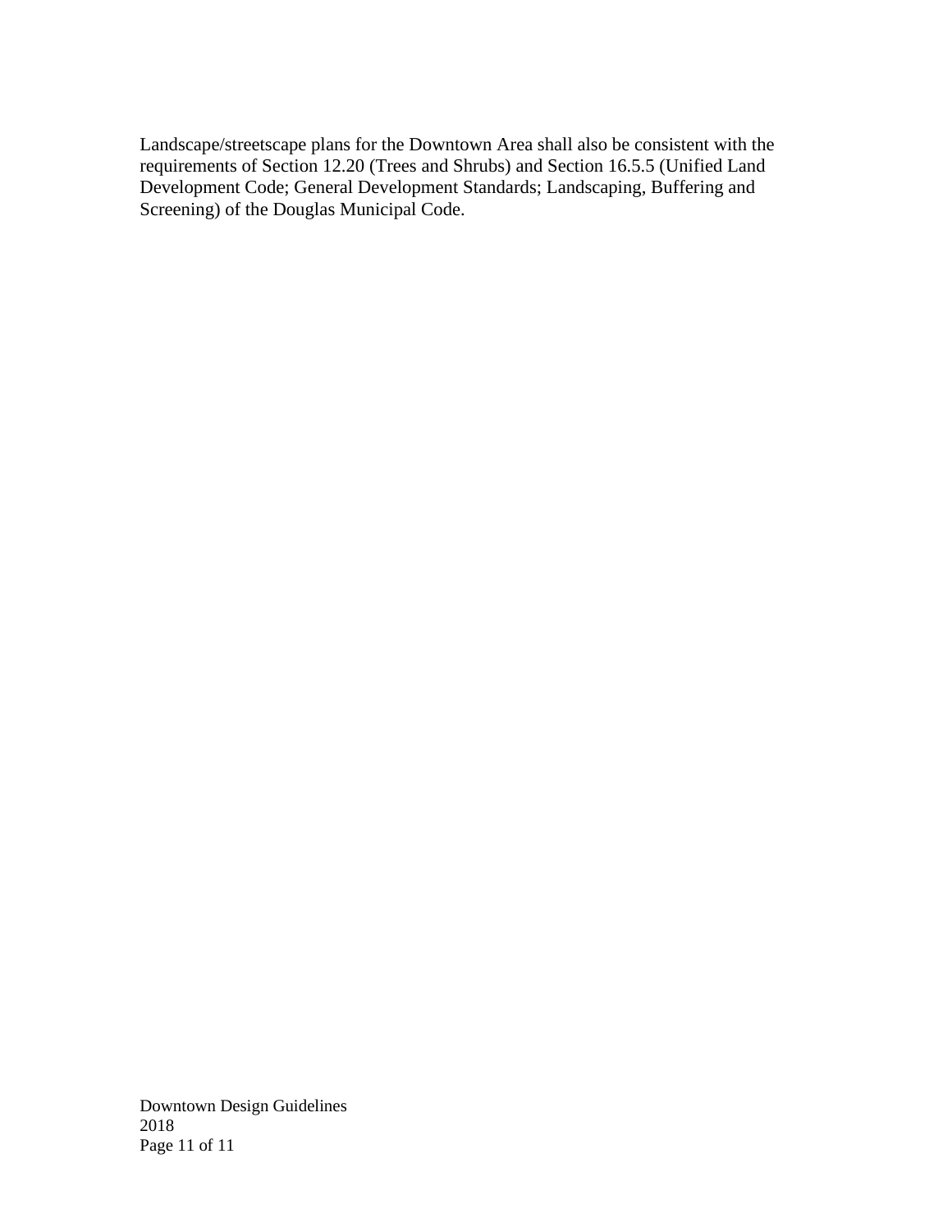Landscape/streetscape plans for the Downtown Area shall also be consistent with the requirements of Section 12.20 (Trees and Shrubs) and Section 16.5.5 (Unified Land Development Code; General Development Standards; Landscaping, Buffering and Screening) of the Douglas Municipal Code.